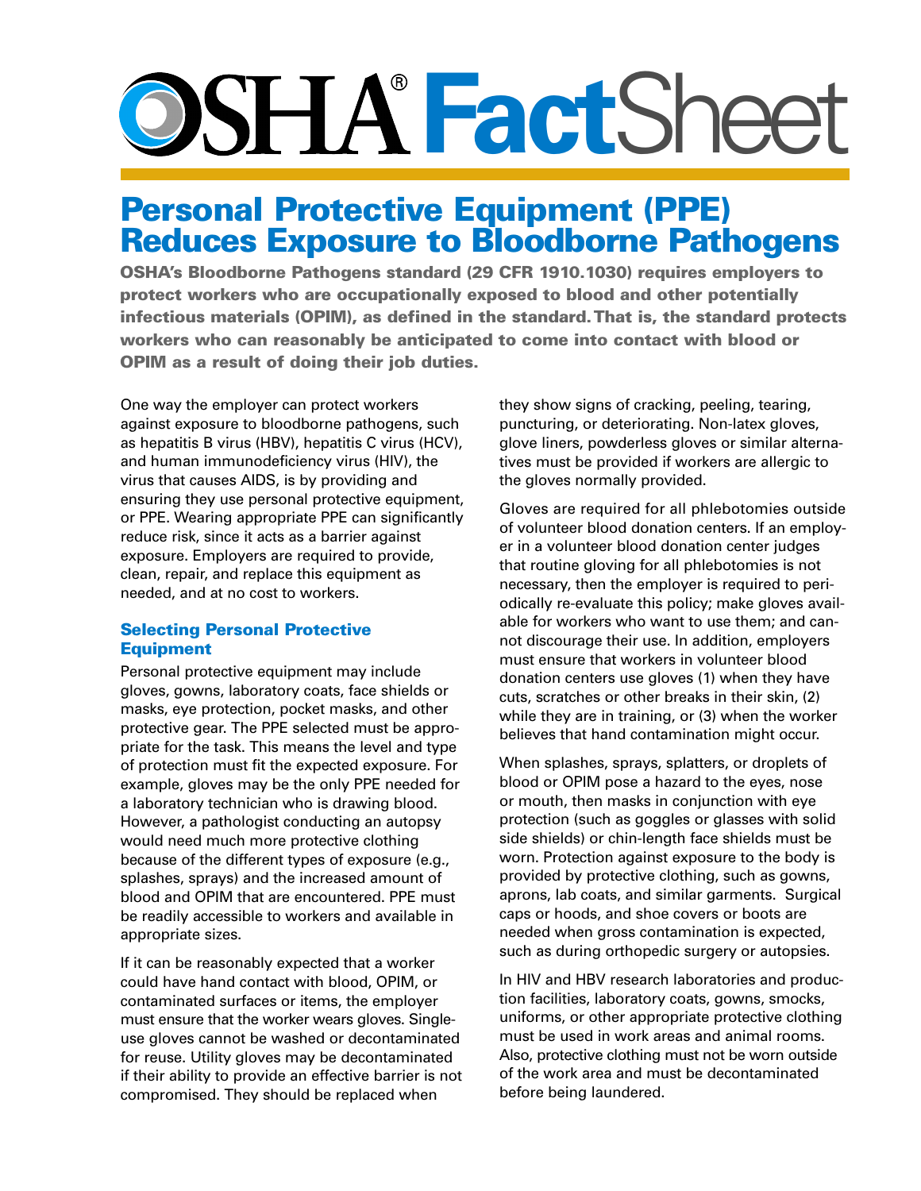# OSHA® FactSheet

## Personal Protective Equipment (PPE) Reduces Exposure to Bloodborne Pathogens

**OSHA's Bloodborne Pathogens standard (29 CFR 1910.1030) requires employers to protect workers who are occupationally exposed to blood and other potentially infectious materials (OPIM), as defined in the standard. That is, the standard protects workers who can reasonably be anticipated to come into contact with blood or OPIM as a result of doing their job duties.**

One way the employer can protect workers against exposure to bloodborne pathogens, such as hepatitis B virus (HBV), hepatitis C virus (HCV), and human immunodeficiency virus (HIV), the virus that causes AIDS, is by providing and ensuring they use personal protective equipment, or PPE. Wearing appropriate PPE can significantly reduce risk, since it acts as a barrier against exposure. Employers are required to provide, clean, repair, and replace this equipment as needed, and at no cost to workers.

### Selecting Personal Protective Equipment

Personal protective equipment may include gloves, gowns, laboratory coats, face shields or masks, eye protection, pocket masks, and other protective gear. The PPE selected must be appropriate for the task. This means the level and type of protection must fit the expected exposure. For example, gloves may be the only PPE needed for a laboratory technician who is drawing blood. However, a pathologist conducting an autopsy would need much more protective clothing because of the different types of exposure (e.g., splashes, sprays) and the increased amount of blood and OPIM that are encountered. PPE must be readily accessible to workers and available in appropriate sizes.

If it can be reasonably expected that a worker could have hand contact with blood, OPIM, or contaminated surfaces or items, the employer must ensure that the worker wears gloves. Single-use gloves cannot be washed or decontaminated for reuse. Utility gloves may be decontaminated if their ability to provide an effective barrier is not compromised. They should be replaced when they show signs of cracking, peeling, tearing, puncturing, or deteriorating. Non-latex gloves, glove liners, powderless gloves or similar alternatives must be provided if workers are allergic to the gloves normally provided.

Gloves are required for all phlebotomies outside of volunteer blood donation centers. If an employer in a volunteer blood donation center judges that routine gloving for all phlebotomies is not necessary, then the employer is required to periodically re-evaluate this policy; make gloves available for workers who want to use them; and cannot discourage their use. In addition, employers must ensure that workers in volunteer blood donation centers use gloves (1) when they have cuts, scratches or other breaks in their skin, (2) while they are in training, or (3) when the worker believes that hand contamination might occur.

When splashes, sprays, splatters, or droplets of blood or OPIM pose a hazard to the eyes, nose or mouth, then masks in conjunction with eye protection (such as goggles or glasses with solid side shields) or chin-length face shields must be worn. Protection against exposure to the body is provided by protective clothing, such as gowns, aprons, lab coats, and similar garments. Surgical caps or hoods, and shoe covers or boots are needed when gross contamination is expected, such as during orthopedic surgery or autopsies.

In HIV and HBV research laboratories and production facilities, laboratory coats, gowns, smocks, uniforms, or other appropriate protective clothing must be used in work areas and animal rooms. Also, protective clothing must not be worn outside of the work area and must be decontaminated before being laundered.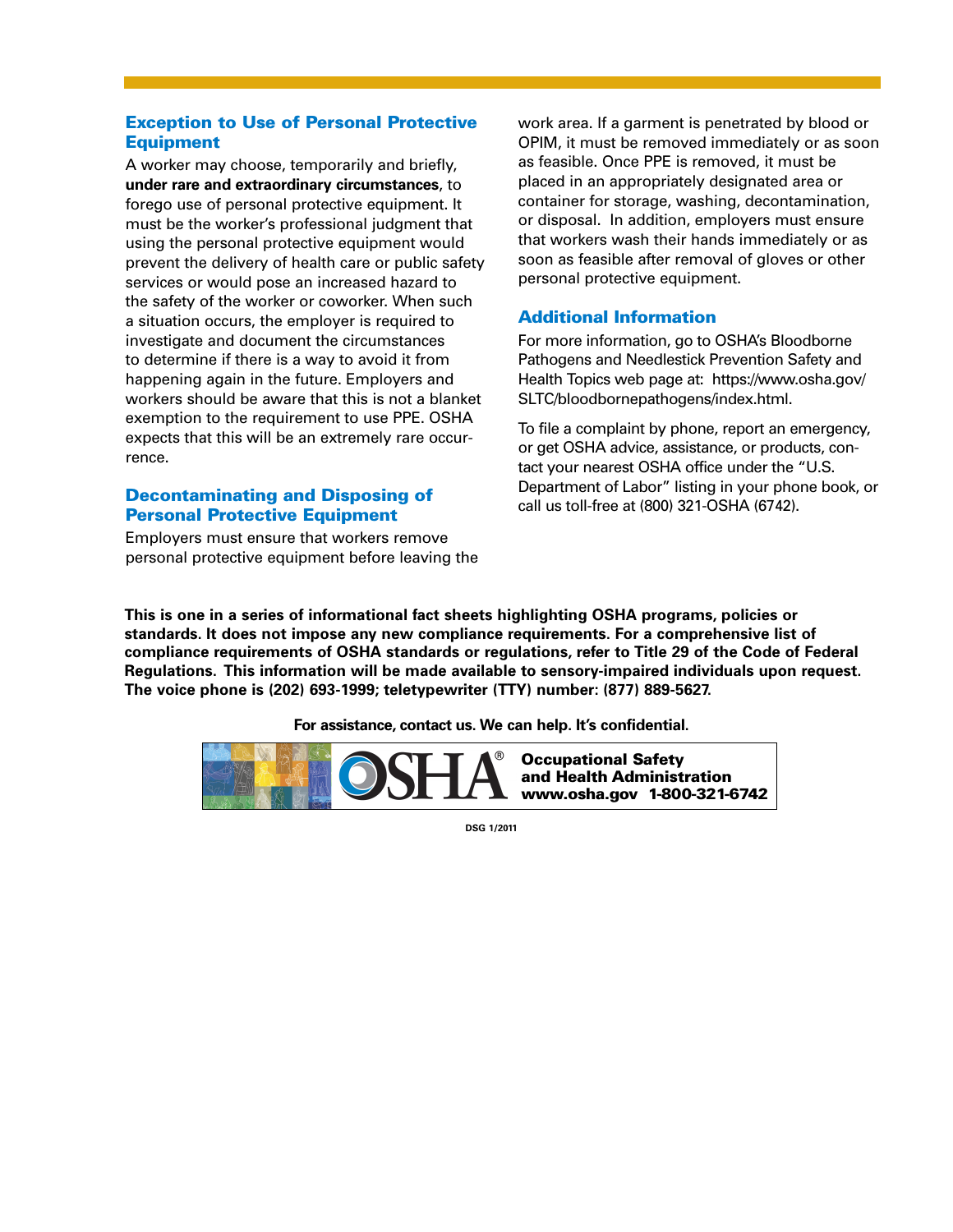## Exception to Use of Personal Protective Equipment

A worker may choose, temporarily and briefly, **under rare and extraordinary circumstances**, to forego use of personal protective equipment. It must be the worker's professional judgment that using the personal protective equipment would prevent the delivery of health care or public safety services or would pose an increased hazard to the safety of the worker or coworker. When such a situation occurs, the employer is required to investigate and document the circumstances to determine if there is a way to avoid it from happening again in the future. Employers and workers should be aware that this is not a blanket exemption to the requirement to use PPE. OSHA expects that this will be an extremely rare occurrence.

## Decontaminating and Disposing of Personal Protective Equipment

Employers must ensure that workers remove personal protective equipment before leaving the work area. If a garment is penetrated by blood or OPIM, it must be removed immediately or as soon as feasible. Once PPE is removed, it must be placed in an appropriately designated area or container for storage, washing, decontamination, or disposal. In addition, employers must ensure that workers wash their hands immediately or as soon as feasible after removal of gloves or other personal protective equipment.

## Additional Information

For more information, go to OSHA's Bloodborne Pathogens and Needlestick Prevention Safety and Health Topics web page at: https://www.osha.gov/SLTC/bloodbornepathogens/index.html.

To file a complaint by phone, report an emergency, or get OSHA advice, assistance, or products, contact your nearest OSHA office under the "U.S. Department of Labor" listing in your phone book, or call us toll-free at (800) 321-OSHA (6742).

**This is one in a series of informational fact sheets highlighting OSHA programs, policies or standards. It does not impose any new compliance requirements. For a comprehensive list of compliance requirements of OSHA standards or regulations, refer to Title 29 of the Code of Federal Regulations. This information will be made available to sensory-impaired individuals upon request. The voice phone is (202) 693-1999; teletypewriter (TTY) number: (877) 889-5627.**

**For assistance, contact us. We can help. It's confidential.**

**OSHA® Occupational Safety and Health Administration**
**www.osha.gov 1-800-321-6742**

DSG 1/2011